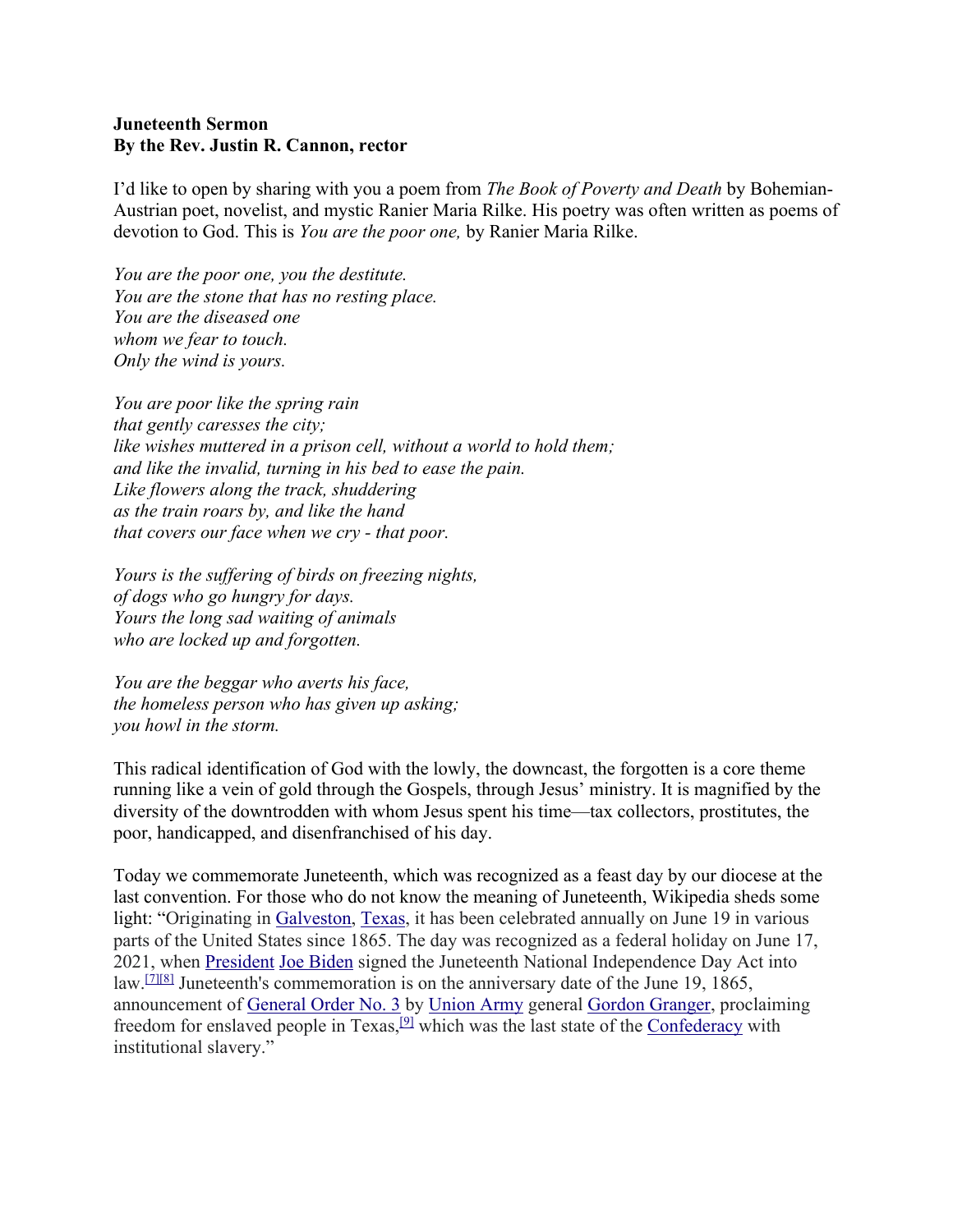**Juneteenth Sermon**
**By the Rev. Justin R. Cannon, rector**

I'd like to open by sharing with you a poem from *The Book of Poverty and Death* by Bohemian-Austrian poet, novelist, and mystic Ranier Maria Rilke. His poetry was often written as poems of devotion to God. This is *You are the poor one,* by Ranier Maria Rilke.

*You are the poor one, you the destitute.*
*You are the stone that has no resting place.*
*You are the diseased one*
*whom we fear to touch.*
*Only the wind is yours.*

*You are poor like the spring rain*
*that gently caresses the city;*
*like wishes muttered in a prison cell, without a world to hold them;*
*and like the invalid, turning in his bed to ease the pain.*
*Like flowers along the track, shuddering*
*as the train roars by, and like the hand*
*that covers our face when we cry - that poor.*

*Yours is the suffering of birds on freezing nights,*
*of dogs who go hungry for days.*
*Yours the long sad waiting of animals*
*who are locked up and forgotten.*

*You are the beggar who averts his face,*
*the homeless person who has given up asking;*
*you howl in the storm.*

This radical identification of God with the lowly, the downcast, the forgotten is a core theme running like a vein of gold through the Gospels, through Jesus' ministry. It is magnified by the diversity of the downtrodden with whom Jesus spent his time—tax collectors, prostitutes, the poor, handicapped, and disenfranchised of his day.

Today we commemorate Juneteenth, which was recognized as a feast day by our diocese at the last convention. For those who do not know the meaning of Juneteenth, Wikipedia sheds some light: "Originating in Galveston, Texas, it has been celebrated annually on June 19 in various parts of the United States since 1865. The day was recognized as a federal holiday on June 17, 2021, when President Joe Biden signed the Juneteenth National Independence Day Act into law.[7][8] Juneteenth's commemoration is on the anniversary date of the June 19, 1865, announcement of General Order No. 3 by Union Army general Gordon Granger, proclaiming freedom for enslaved people in Texas,[9] which was the last state of the Confederacy with institutional slavery."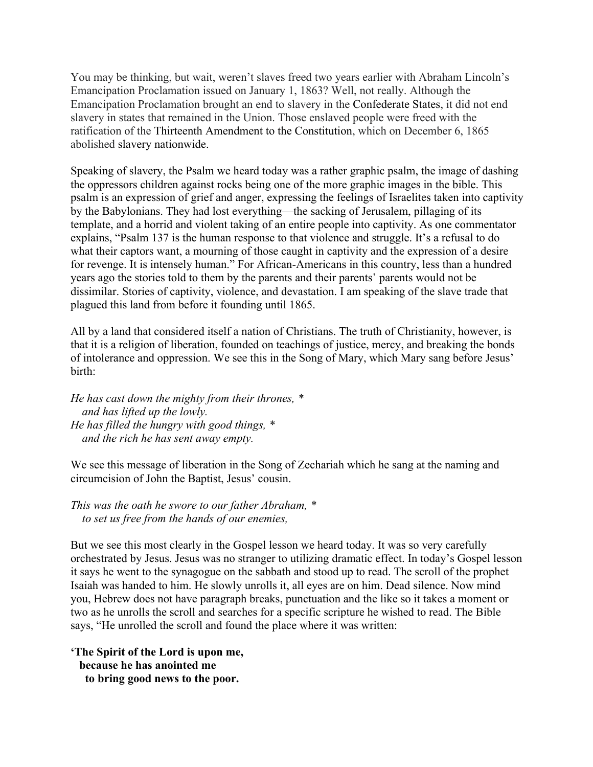You may be thinking, but wait, weren't slaves freed two years earlier with Abraham Lincoln's Emancipation Proclamation issued on January 1, 1863? Well, not really. Although the Emancipation Proclamation brought an end to slavery in the Confederate States, it did not end slavery in states that remained in the Union. Those enslaved people were freed with the ratification of the Thirteenth Amendment to the Constitution, which on December 6, 1865 abolished slavery nationwide.

Speaking of slavery, the Psalm we heard today was a rather graphic psalm, the image of dashing the oppressors children against rocks being one of the more graphic images in the bible. This psalm is an expression of grief and anger, expressing the feelings of Israelites taken into captivity by the Babylonians. They had lost everything—the sacking of Jerusalem, pillaging of its template, and a horrid and violent taking of an entire people into captivity. As one commentator explains, "Psalm 137 is the human response to that violence and struggle. It's a refusal to do what their captors want, a mourning of those caught in captivity and the expression of a desire for revenge. It is intensely human." For African-Americans in this country, less than a hundred years ago the stories told to them by the parents and their parents' parents would not be dissimilar. Stories of captivity, violence, and devastation. I am speaking of the slave trade that plagued this land from before it founding until 1865.

All by a land that considered itself a nation of Christians. The truth of Christianity, however, is that it is a religion of liberation, founded on teachings of justice, mercy, and breaking the bonds of intolerance and oppression. We see this in the Song of Mary, which Mary sang before Jesus' birth:

*He has cast down the mighty from their thrones, \**
*and has lifted up the lowly.*
*He has filled the hungry with good things, \**
*and the rich he has sent away empty.*

We see this message of liberation in the Song of Zechariah which he sang at the naming and circumcision of John the Baptist, Jesus' cousin.

*This was the oath he swore to our father Abraham, \**
*to set us free from the hands of our enemies,*

But we see this most clearly in the Gospel lesson we heard today. It was so very carefully orchestrated by Jesus. Jesus was no stranger to utilizing dramatic effect. In today's Gospel lesson it says he went to the synagogue on the sabbath and stood up to read. The scroll of the prophet Isaiah was handed to him. He slowly unrolls it, all eyes are on him. Dead silence. Now mind you, Hebrew does not have paragraph breaks, punctuation and the like so it takes a moment or two as he unrolls the scroll and searches for a specific scripture he wished to read. The Bible says, "He unrolled the scroll and found the place where it was written:

**'The Spirit of the Lord is upon me,**
**because he has anointed me**
**to bring good news to the poor.**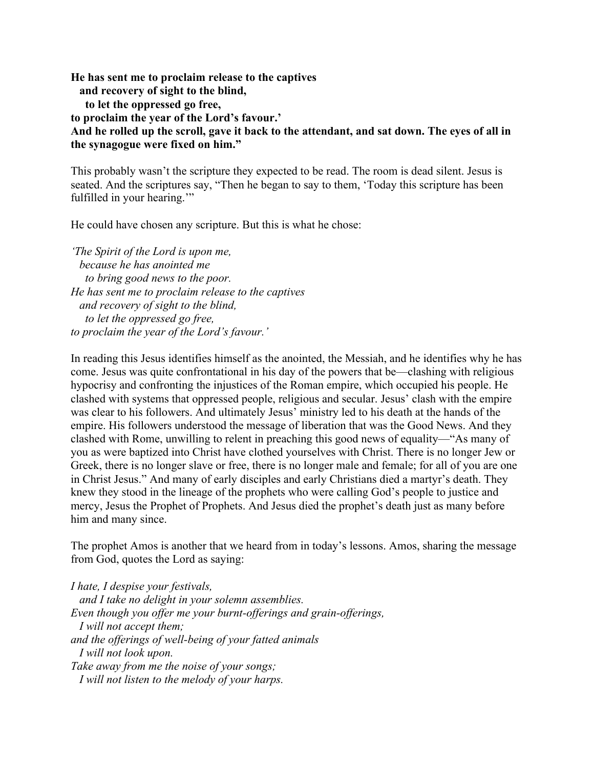**He has sent me to proclaim release to the captives**  
**and recovery of sight to the blind,**  
**to let the oppressed go free,**  
**to proclaim the year of the Lord's favour.'**  
**And he rolled up the scroll, gave it back to the attendant, and sat down. The eyes of all in the synagogue were fixed on him."**

This probably wasn't the scripture they expected to be read. The room is dead silent. Jesus is seated. And the scriptures say, "Then he began to say to them, 'Today this scripture has been fulfilled in your hearing.'"

He could have chosen any scripture. But this is what he chose:

*'The Spirit of the Lord is upon me,*  
*because he has anointed me*  
*to bring good news to the poor.*  
*He has sent me to proclaim release to the captives*  
*and recovery of sight to the blind,*  
*to let the oppressed go free,*  
*to proclaim the year of the Lord's favour.'*

In reading this Jesus identifies himself as the anointed, the Messiah, and he identifies why he has come. Jesus was quite confrontational in his day of the powers that be—clashing with religious hypocrisy and confronting the injustices of the Roman empire, which occupied his people. He clashed with systems that oppressed people, religious and secular. Jesus' clash with the empire was clear to his followers. And ultimately Jesus' ministry led to his death at the hands of the empire. His followers understood the message of liberation that was the Good News. And they clashed with Rome, unwilling to relent in preaching this good news of equality—"As many of you as were baptized into Christ have clothed yourselves with Christ. There is no longer Jew or Greek, there is no longer slave or free, there is no longer male and female; for all of you are one in Christ Jesus." And many of early disciples and early Christians died a martyr's death. They knew they stood in the lineage of the prophets who were calling God's people to justice and mercy, Jesus the Prophet of Prophets. And Jesus died the prophet's death just as many before him and many since.

The prophet Amos is another that we heard from in today's lessons. Amos, sharing the message from God, quotes the Lord as saying:

*I hate, I despise your festivals,*  
*and I take no delight in your solemn assemblies.*  
*Even though you offer me your burnt-offerings and grain-offerings,*  
*I will not accept them;*  
*and the offerings of well-being of your fatted animals*  
*I will not look upon.*  
*Take away from me the noise of your songs;*  
*I will not listen to the melody of your harps.*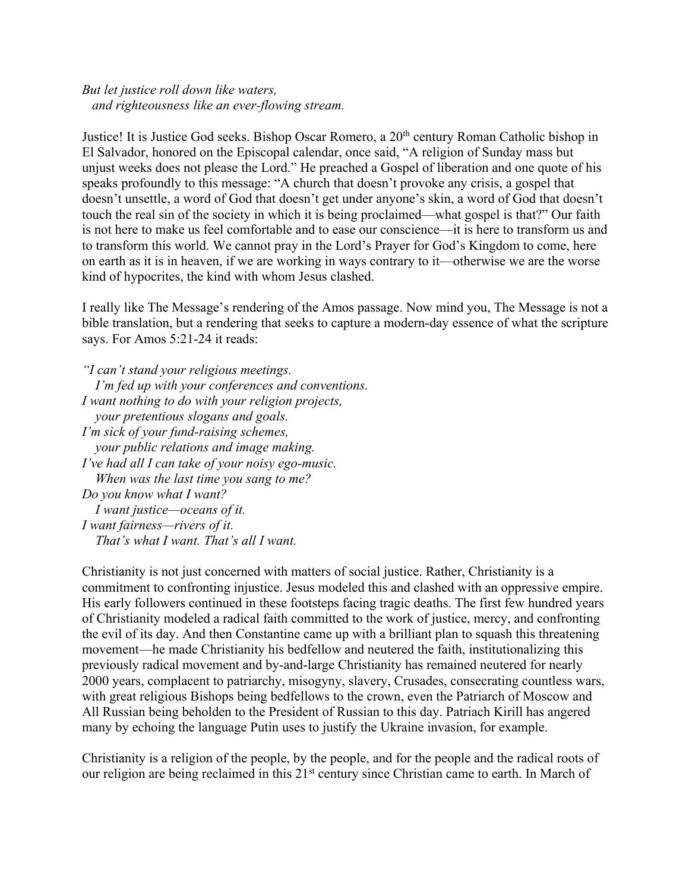*But let justice roll down like waters,*
*and righteousness like an ever-flowing stream.*

Justice! It is Justice God seeks. Bishop Oscar Romero, a 20th century Roman Catholic bishop in El Salvador, honored on the Episcopal calendar, once said, "A religion of Sunday mass but unjust weeks does not please the Lord." He preached a Gospel of liberation and one quote of his speaks profoundly to this message: "A church that doesn't provoke any crisis, a gospel that doesn't unsettle, a word of God that doesn't get under anyone's skin, a word of God that doesn't touch the real sin of the society in which it is being proclaimed—what gospel is that?" Our faith is not here to make us feel comfortable and to ease our conscience—it is here to transform us and to transform this world. We cannot pray in the Lord's Prayer for God's Kingdom to come, here on earth as it is in heaven, if we are working in ways contrary to it—otherwise we are the worse kind of hypocrites, the kind with whom Jesus clashed.

I really like The Message's rendering of the Amos passage. Now mind you, The Message is not a bible translation, but a rendering that seeks to capture a modern-day essence of what the scripture says. For Amos 5:21-24 it reads:

*"I can't stand your religious meetings.*
*I'm fed up with your conferences and conventions.*
*I want nothing to do with your religion projects,*
*your pretentious slogans and goals.*
*I'm sick of your fund-raising schemes,*
*your public relations and image making.*
*I've had all I can take of your noisy ego-music.*
*When was the last time you sang to me?*
*Do you know what I want?*
*I want justice—oceans of it.*
*I want fairness—rivers of it.*
*That's what I want. That's all I want.*

Christianity is not just concerned with matters of social justice. Rather, Christianity is a commitment to confronting injustice. Jesus modeled this and clashed with an oppressive empire. His early followers continued in these footsteps facing tragic deaths. The first few hundred years of Christianity modeled a radical faith committed to the work of justice, mercy, and confronting the evil of its day. And then Constantine came up with a brilliant plan to squash this threatening movement—he made Christianity his bedfellow and neutered the faith, institutionalizing this previously radical movement and by-and-large Christianity has remained neutered for nearly 2000 years, complacent to patriarchy, misogyny, slavery, Crusades, consecrating countless wars, with great religious Bishops being bedfellows to the crown, even the Patriarch of Moscow and All Russian being beholden to the President of Russian to this day. Patriach Kirill has angered many by echoing the language Putin uses to justify the Ukraine invasion, for example.

Christianity is a religion of the people, by the people, and for the people and the radical roots of our religion are being reclaimed in this 21st century since Christian came to earth. In March of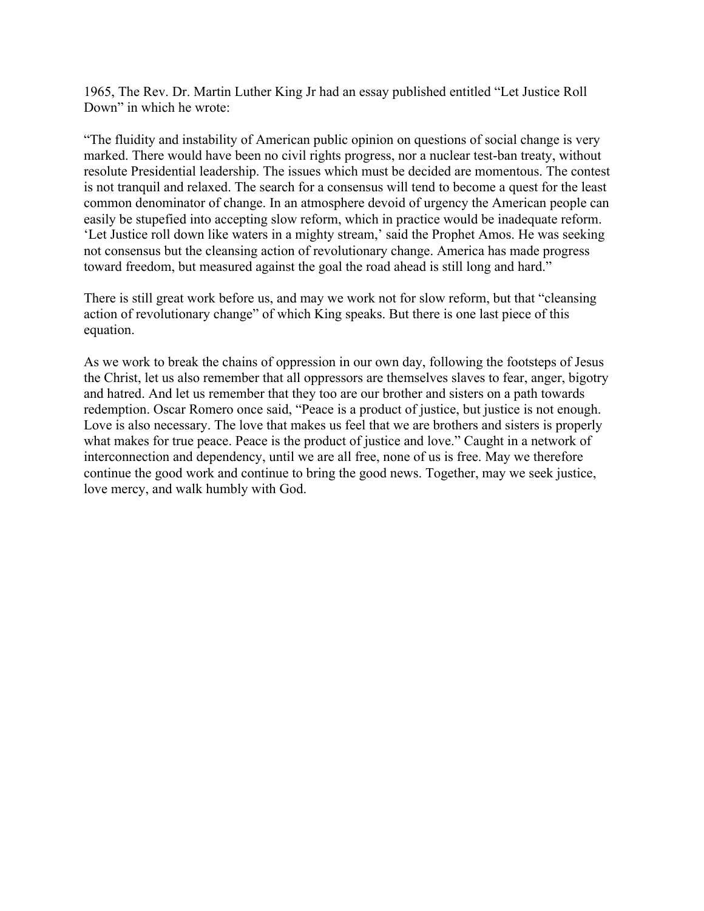1965, The Rev. Dr. Martin Luther King Jr had an essay published entitled "Let Justice Roll Down" in which he wrote:

"The fluidity and instability of American public opinion on questions of social change is very marked. There would have been no civil rights progress, nor a nuclear test-ban treaty, without resolute Presidential leadership. The issues which must be decided are momentous. The contest is not tranquil and relaxed. The search for a consensus will tend to become a quest for the least common denominator of change. In an atmosphere devoid of urgency the American people can easily be stupefied into accepting slow reform, which in practice would be inadequate reform. 'Let Justice roll down like waters in a mighty stream,' said the Prophet Amos. He was seeking not consensus but the cleansing action of revolutionary change. America has made progress toward freedom, but measured against the goal the road ahead is still long and hard."

There is still great work before us, and may we work not for slow reform, but that "cleansing action of revolutionary change" of which King speaks. But there is one last piece of this equation.

As we work to break the chains of oppression in our own day, following the footsteps of Jesus the Christ, let us also remember that all oppressors are themselves slaves to fear, anger, bigotry and hatred. And let us remember that they too are our brother and sisters on a path towards redemption. Oscar Romero once said, "Peace is a product of justice, but justice is not enough. Love is also necessary. The love that makes us feel that we are brothers and sisters is properly what makes for true peace. Peace is the product of justice and love." Caught in a network of interconnection and dependency, until we are all free, none of us is free. May we therefore continue the good work and continue to bring the good news. Together, may we seek justice, love mercy, and walk humbly with God.